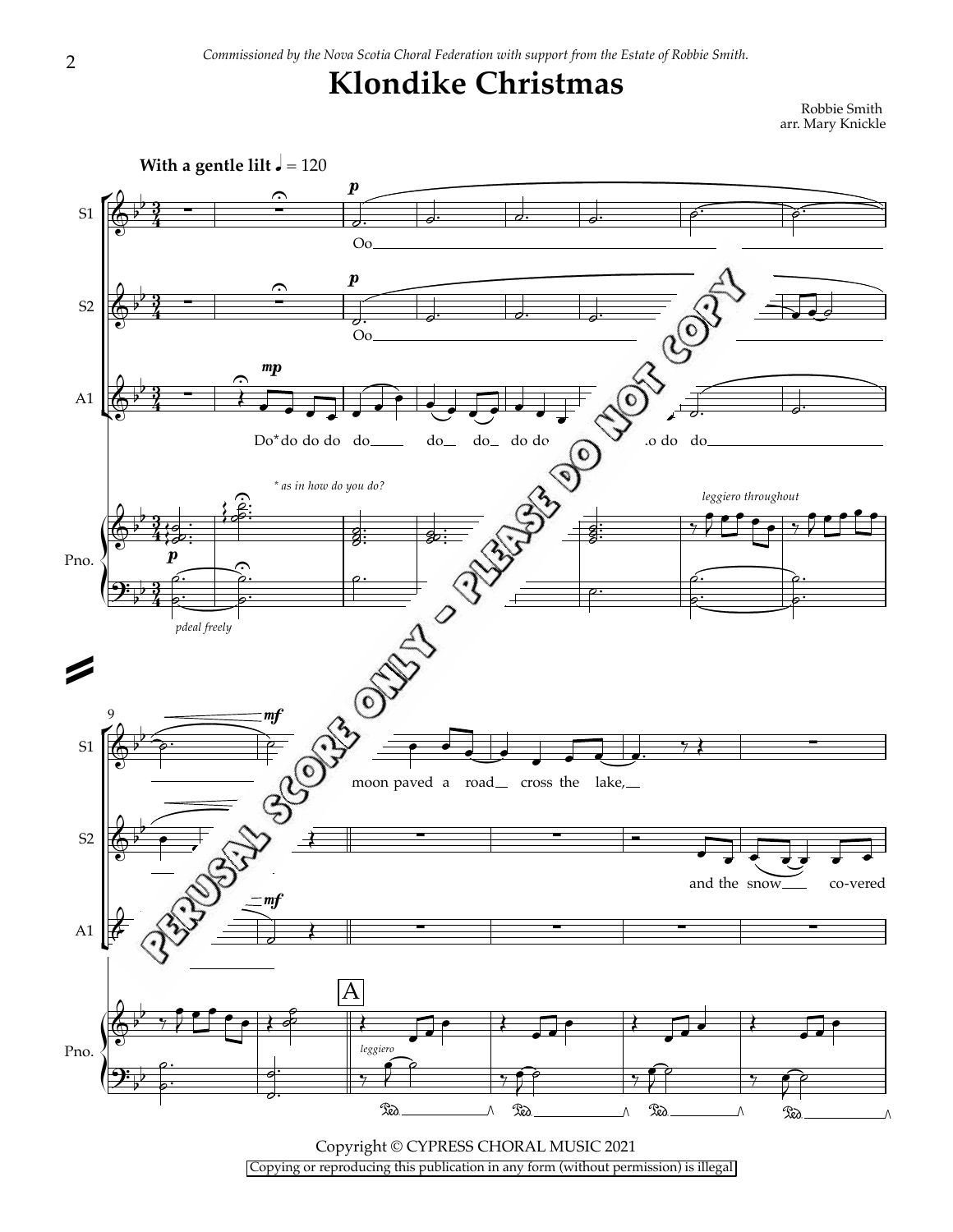*Commissioned by the Nova Scotia Choral Federation with support from the Estate of Robbie Smith.*

# Klondike Christmas

Robbie Smith
arr. Mary Knickle

**With a gentle lilt** ♩ = 120

S1: Oo

S2: Oo

A1: Do* do do do do do do do do ...o do do

*\* as in how do you do?*

Pno.: *pdeal freely* — *leggiero throughout*

9

S1: ...moon paved a road cross the lake,

S2: and the snow co-vered

A — *leggiero*

PERUSAL SCORE ONLY - PLEASE DO NOT COPY

Copyright © CYPRESS CHORAL MUSIC 2021
Copying or reproducing this publication in any form (without permission) is illegal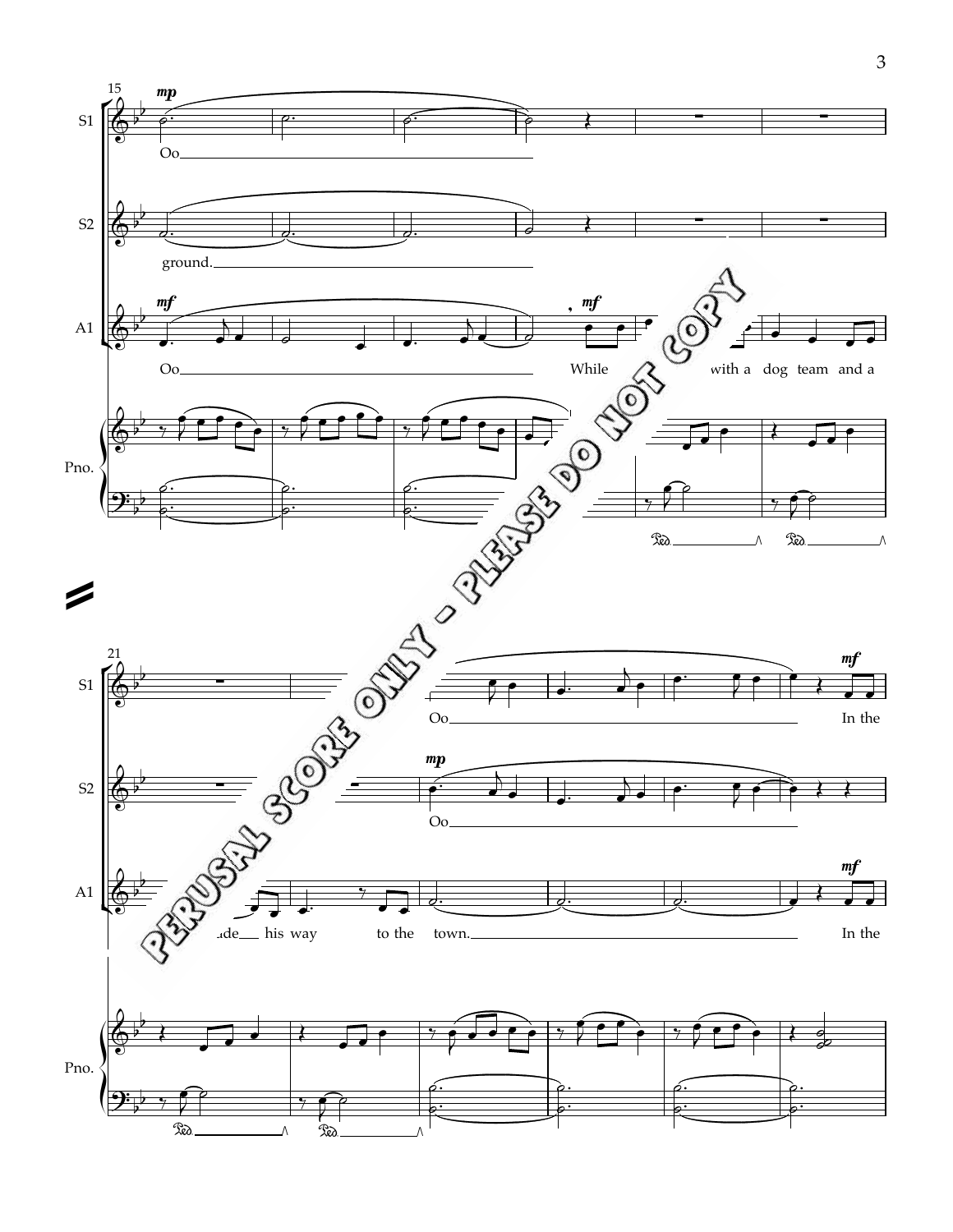PERUSAL SCORE ONLY - PLEASE DO NOT COPY

S1: Oo

S2: ground.

A1: Oo — While ... with a dog team and a

Pno.

S1: Oo — In the

S2: Oo

A1: ...ade his way to the town. — In the

Pno.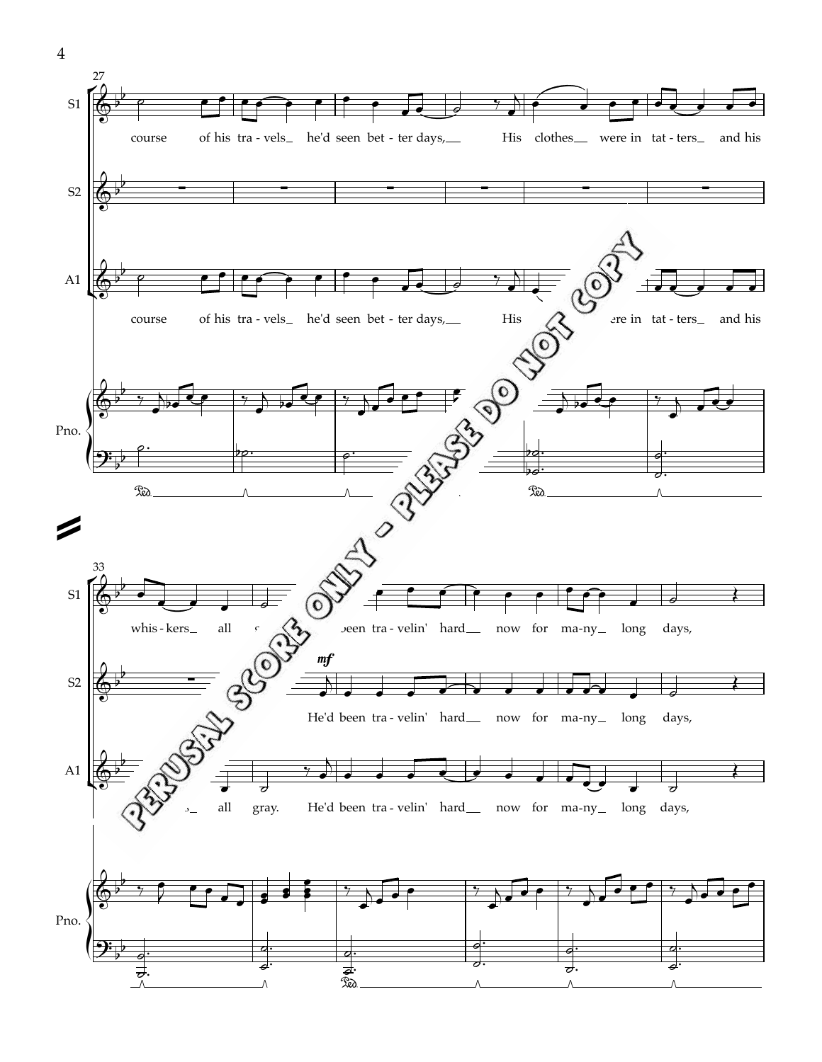S1: course of his tra - vels_ he'd seen bet - ter days,__ His clothes__ were in tat - ters_ and his

S2:

A1: course of his tra - vels_ he'd seen bet - ter days,__ His ... ere in tat - ters_ and his

Pno.

S1: whis - kers_ all ... been tra - velin' hard__ now for ma - ny_ long days,

S2: *mf* He'd been tra - velin' hard__ now for ma - ny_ long days,

A1: ... all gray. He'd been tra - velin' hard__ now for ma - ny_ long days,

Pno.

PERUSAL SCORE ONLY - PLEASE DO NOT COPY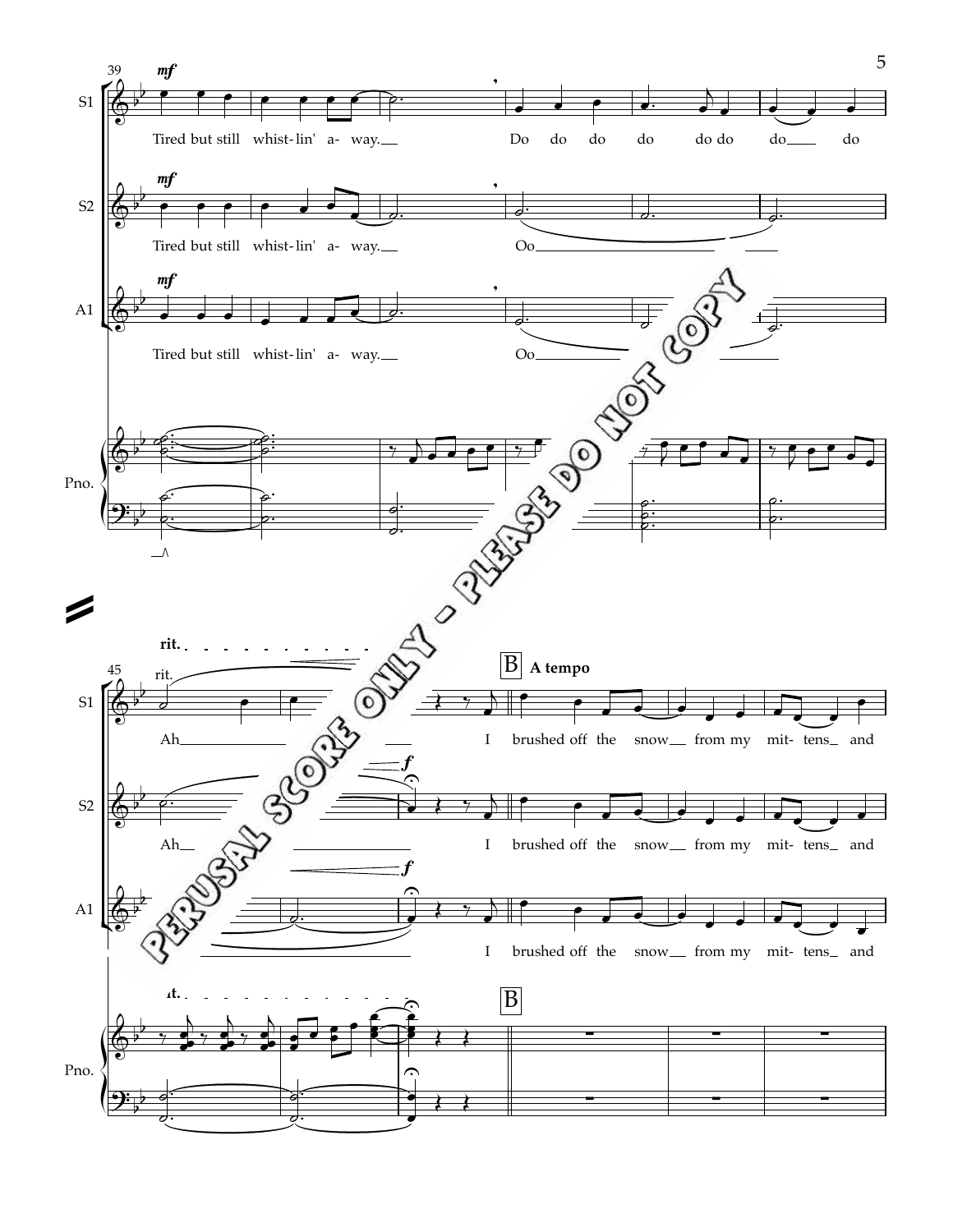mf

Tired but still whist- lin' a- way.

Do do do do do do do do

Oo

rit.

Ah

I brushed off the snow from my mit- tens and

B **A tempo**

PERUSAL SCORE ONLY - PLEASE DO NOT COPY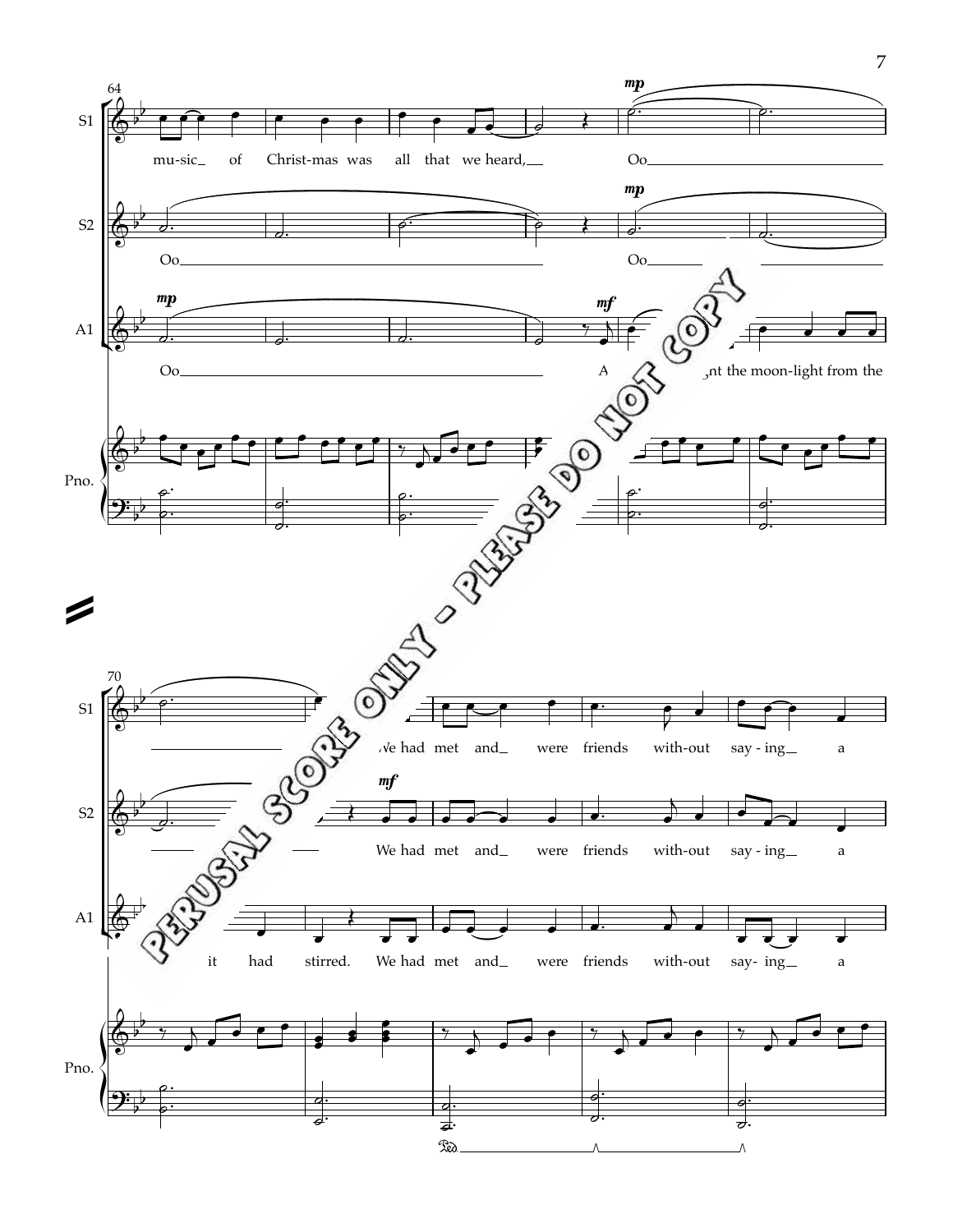64

**S1:** mu-sic of Christ-mas was all that we heard, Oo

**S2:** Oo Oo

**A1:** *mp* Oo *mf* A ...nt the moon-light from the

**Pno.**

70

**S1:** ...We had met and were friends with-out say - ing a

**S2:** *mf* We had met and were friends with-out say - ing a

**A1:** it had stirred. We had met and were friends with-out say- ing a

**Pno.**

PERUSAL SCORE ONLY - PLEASE DO NOT COPY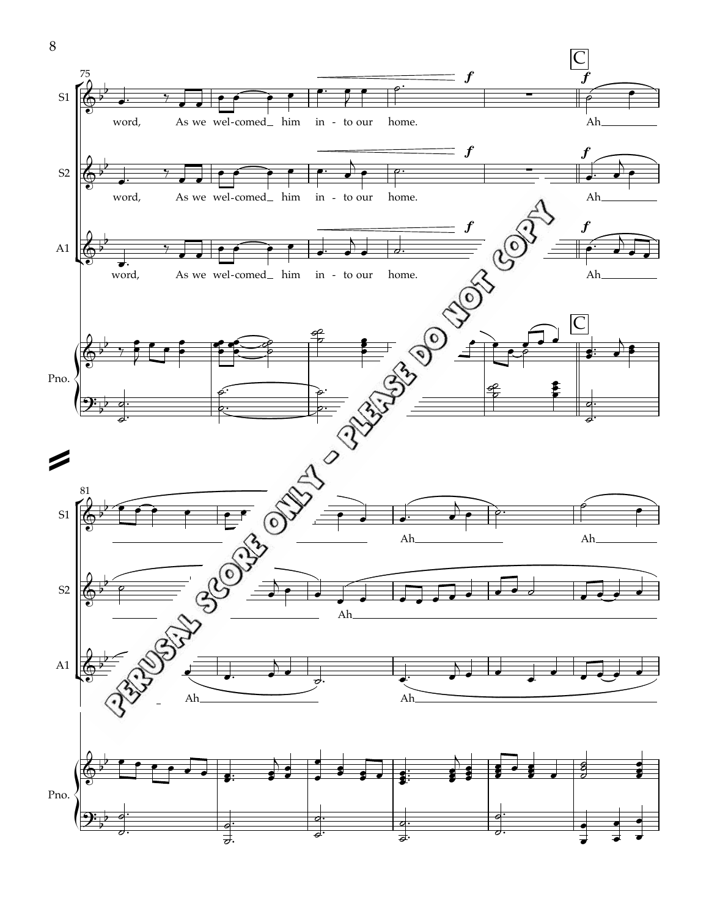75

S1

word, As we wel-comed him in - to our home.

*f*

C

*f*

Ah

S2

word, As we wel-comed him in - to our home.

*f*

*f*

Ah

A1

word, As we wel-comed him in - to our home.

*f*

*f*

Ah

Pno.

C

81

S1

Ah

Ah

S2

Ah

A1

Ah

Ah

Pno.

PERUSAL SCORE ONLY - PLEASE DO NOT COPY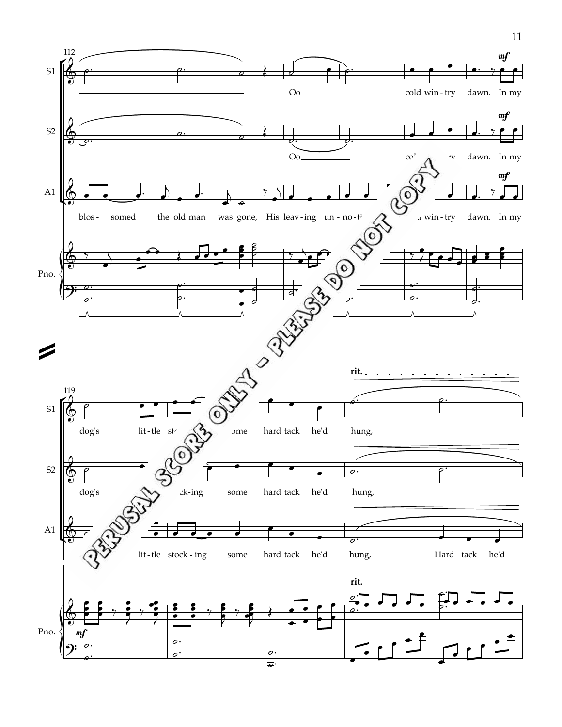112

**S1:** Oo cold win-try dawn. *mf* In my

**S2:** Oo co... ...ry dawn. *mf* In my

**A1:** blos-somed the old man was gone, His leav-ing un-no-ti... ...win-try dawn. *mf* In my

**Pno.**

119

**rit.**

**S1:** dog's lit-tle st... ...ome hard tack he'd hung,

**S2:** dog's ...ck-ing some hard tack he'd hung,

**A1:** lit-tle stock-ing some hard tack he'd hung, Hard tack he'd

**Pno.** *mf* **rit.**

PERUSAL SCORE ONLY - PLEASE DO NOT COPY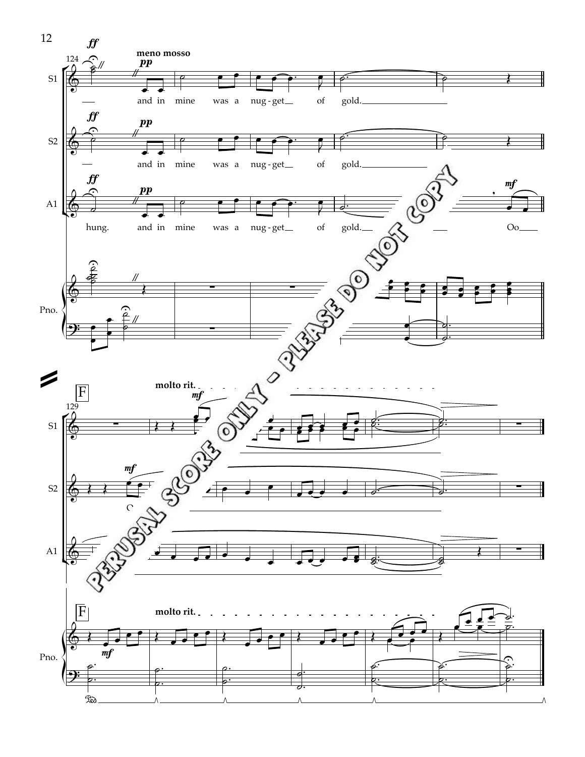124

meno mosso

S1: and in mine was a nug-get of gold.

S2: and in mine was a nug-get of gold.

A1: hung. and in mine was a nug-get of gold. Oo

Pno.

PERUSAL SCORE ONLY - PLEASE DO NOT COPY

F

129

molto rit.

S1

S2

A1

Pno.